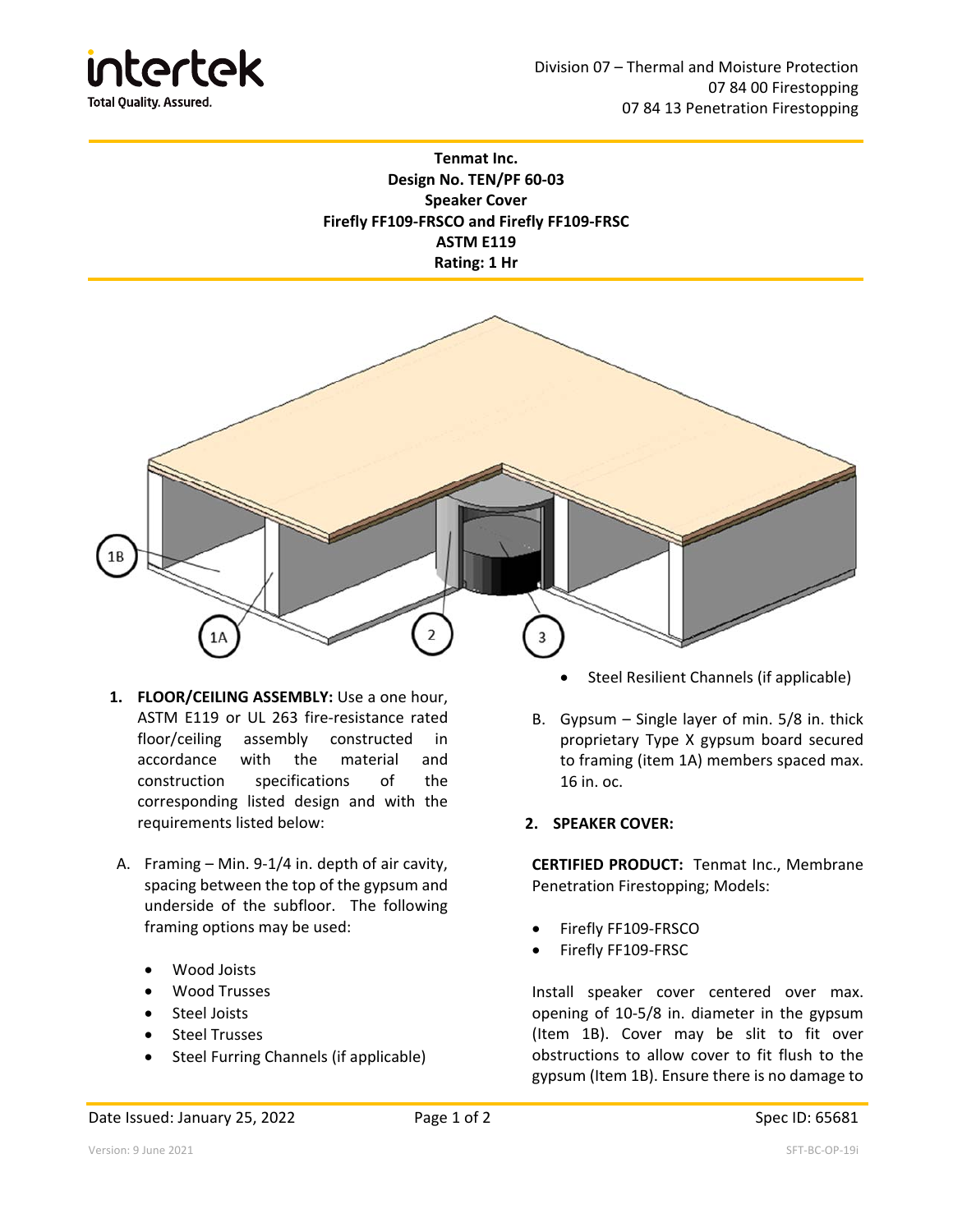Division 07 – Thermal and Moisture Protection
07 84 00 Firestopping
07 84 13 Penetration Firestopping

**Tenmat Inc.**
**Design No. TEN/PF 60-03**
**Speaker Cover**
**Firefly FF109-FRSCO and Firefly FF109-FRSC**
**ASTM E119**
**Rating: 1 Hr**

1. **FLOOR/CEILING ASSEMBLY:** Use a one hour, ASTM E119 or UL 263 fire-resistance rated floor/ceiling assembly constructed in accordance with the material and construction specifications of the corresponding listed design and with the requirements listed below:

   A. Framing – Min. 9-1/4 in. depth of air cavity, spacing between the top of the gypsum and underside of the subfloor. The following framing options may be used:

   - Wood Joists
   - Wood Trusses
   - Steel Joists
   - Steel Trusses
   - Steel Furring Channels (if applicable)
   - Steel Resilient Channels (if applicable)

   B. Gypsum – Single layer of min. 5/8 in. thick proprietary Type X gypsum board secured to framing (item 1A) members spaced max. 16 in. oc.

2. **SPEAKER COVER:**

**CERTIFIED PRODUCT:** Tenmat Inc., Membrane Penetration Firestopping; Models:

- Firefly FF109-FRSCO
- Firefly FF109-FRSC

Install speaker cover centered over max. opening of 10-5/8 in. diameter in the gypsum (Item 1B). Cover may be slit to fit over obstructions to allow cover to fit flush to the gypsum (Item 1B). Ensure there is no damage to

Date Issued: January 25, 2022

Spec ID: 65681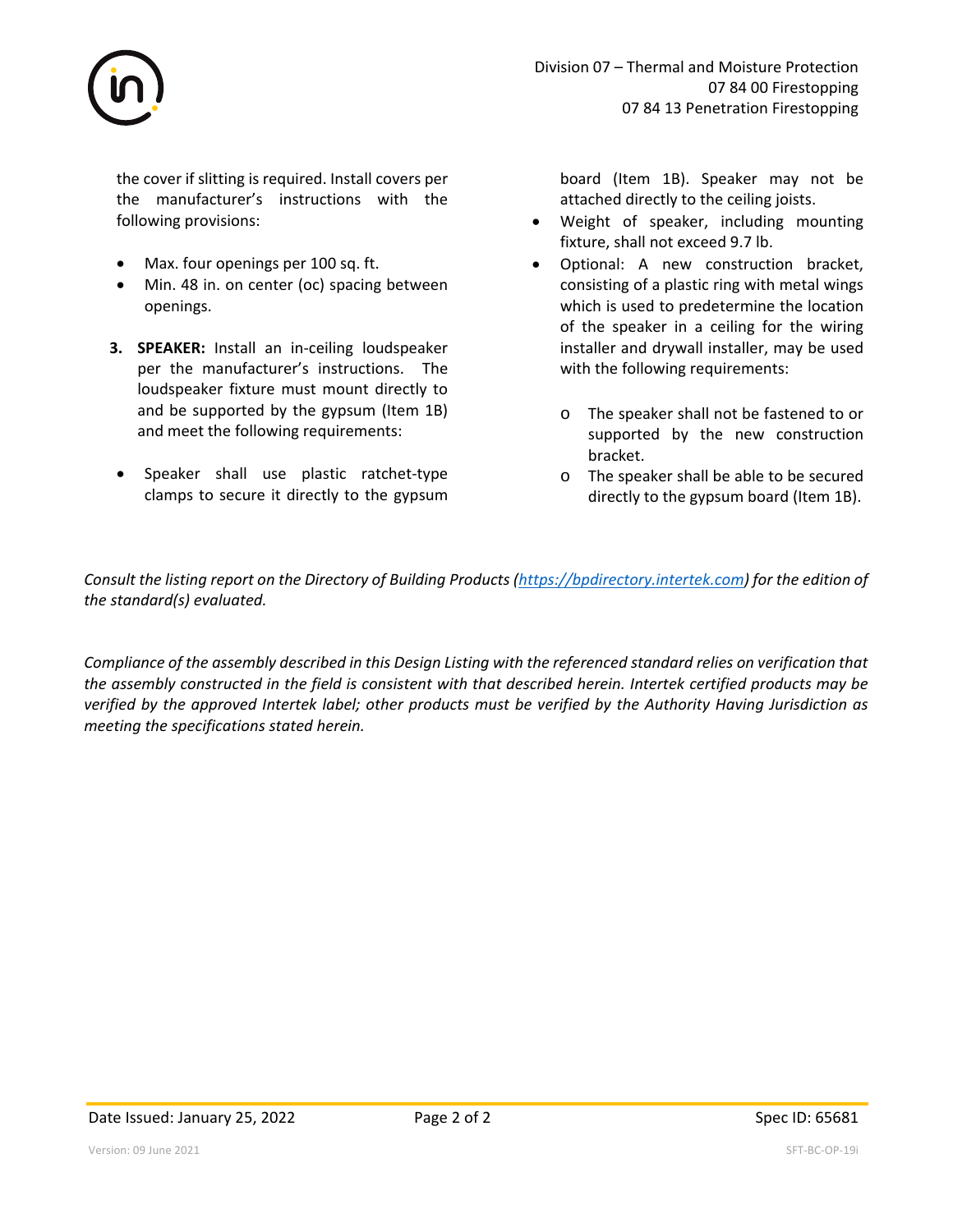the cover if slitting is required. Install covers per the manufacturer's instructions with the following provisions:

- Max. four openings per 100 sq. ft.
- Min. 48 in. on center (oc) spacing between openings.

3. **SPEAKER:** Install an in-ceiling loudspeaker per the manufacturer's instructions. The loudspeaker fixture must mount directly to and be supported by the gypsum (Item 1B) and meet the following requirements:

   - Speaker shall use plastic ratchet-type clamps to secure it directly to the gypsum board (Item 1B). Speaker may not be attached directly to the ceiling joists.
   - Weight of speaker, including mounting fixture, shall not exceed 9.7 lb.
   - Optional: A new construction bracket, consisting of a plastic ring with metal wings which is used to predetermine the location of the speaker in a ceiling for the wiring installer and drywall installer, may be used with the following requirements:
     - The speaker shall not be fastened to or supported by the new construction bracket.
     - The speaker shall be able to be secured directly to the gypsum board (Item 1B).

*Consult the listing report on the Directory of Building Products (https://bpdirectory.intertek.com) for the edition of the standard(s) evaluated.*

*Compliance of the assembly described in this Design Listing with the referenced standard relies on verification that the assembly constructed in the field is consistent with that described herein. Intertek certified products may be verified by the approved Intertek label; other products must be verified by the Authority Having Jurisdiction as meeting the specifications stated herein.*